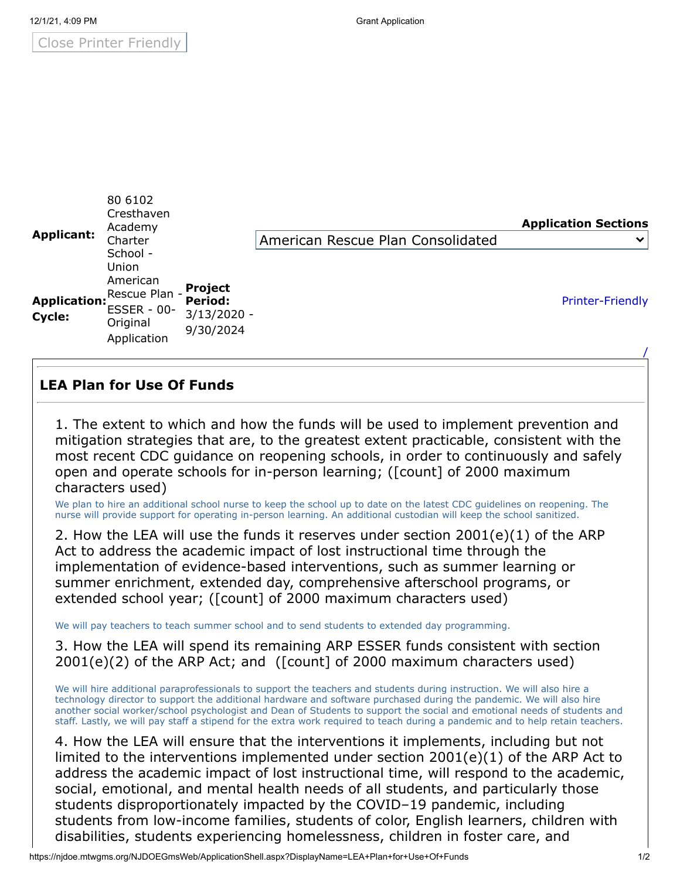Close Printer Friendly

| | | | |
|---|---|---|---|
| **Applicant:** | 80 6102 Cresthaven Academy Charter School - Union | | **Application Sections** American Rescue Plan Consolidated |
| **Application: Cycle:** | American Rescue Plan - ESSER - 00-Original Application | **Project Period:** 3/13/2020 - 9/30/2024 | Printer-Friendly |

## LEA Plan for Use Of Funds

1. The extent to which and how the funds will be used to implement prevention and mitigation strategies that are, to the greatest extent practicable, consistent with the most recent CDC guidance on reopening schools, in order to continuously and safely open and operate schools for in-person learning; ([count] of 2000 maximum characters used)

We plan to hire an additional school nurse to keep the school up to date on the latest CDC guidelines on reopening. The nurse will provide support for operating in-person learning. An additional custodian will keep the school sanitized.

2. How the LEA will use the funds it reserves under section 2001(e)(1) of the ARP Act to address the academic impact of lost instructional time through the implementation of evidence-based interventions, such as summer learning or summer enrichment, extended day, comprehensive afterschool programs, or extended school year; ([count] of 2000 maximum characters used)

We will pay teachers to teach summer school and to send students to extended day programming.

3. How the LEA will spend its remaining ARP ESSER funds consistent with section 2001(e)(2) of the ARP Act; and ([count] of 2000 maximum characters used)

We will hire additional paraprofessionals to support the teachers and students during instruction. We will also hire a technology director to support the additional hardware and software purchased during the pandemic. We will also hire another social worker/school psychologist and Dean of Students to support the social and emotional needs of students and staff. Lastly, we will pay staff a stipend for the extra work required to teach during a pandemic and to help retain teachers.

4. How the LEA will ensure that the interventions it implements, including but not limited to the interventions implemented under section 2001(e)(1) of the ARP Act to address the academic impact of lost instructional time, will respond to the academic, social, emotional, and mental health needs of all students, and particularly those students disproportionately impacted by the COVID–19 pandemic, including students from low-income families, students of color, English learners, children with disabilities, students experiencing homelessness, children in foster care, and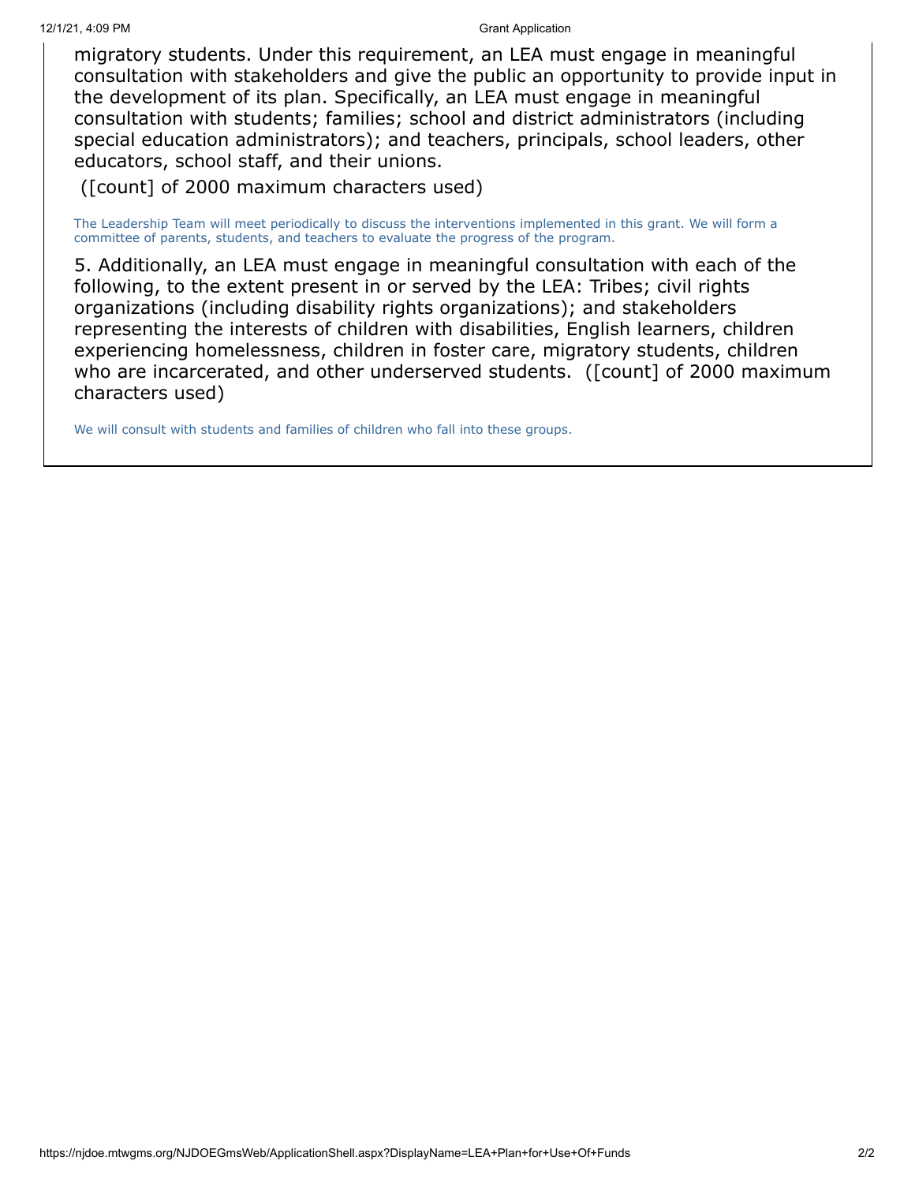migratory students. Under this requirement, an LEA must engage in meaningful consultation with stakeholders and give the public an opportunity to provide input in the development of its plan. Specifically, an LEA must engage in meaningful consultation with students; families; school and district administrators (including special education administrators); and teachers, principals, school leaders, other educators, school staff, and their unions.

([count] of 2000 maximum characters used)

The Leadership Team will meet periodically to discuss the interventions implemented in this grant. We will form a committee of parents, students, and teachers to evaluate the progress of the program.

5. Additionally, an LEA must engage in meaningful consultation with each of the following, to the extent present in or served by the LEA: Tribes; civil rights organizations (including disability rights organizations); and stakeholders representing the interests of children with disabilities, English learners, children experiencing homelessness, children in foster care, migratory students, children who are incarcerated, and other underserved students. ([count] of 2000 maximum characters used)

We will consult with students and families of children who fall into these groups.